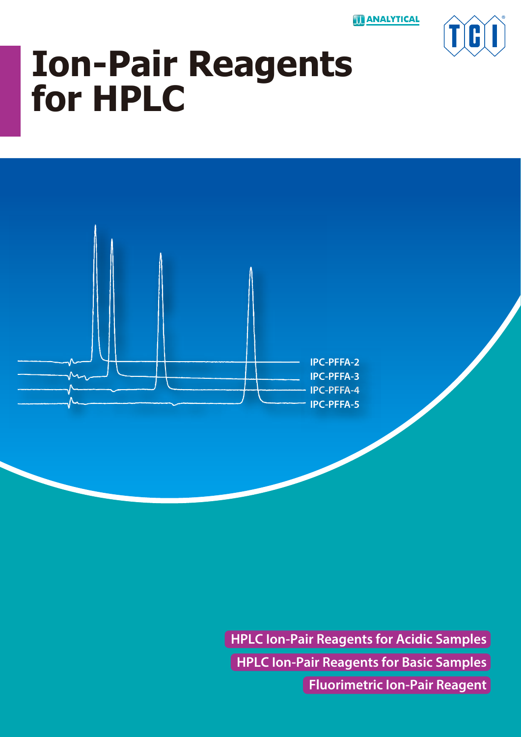# Ion-Pair Reagents for HPLC

IPC-PFFA-2

IPC-PFFA-3

IPC-PFFA-4

IPC-PFFA-5

**HPLC Ion-Pair Reagents for Acidic Samples**

**HPLC Ion-Pair Reagents for Basic Samples**

**Fluorimetric Ion-Pair Reagent**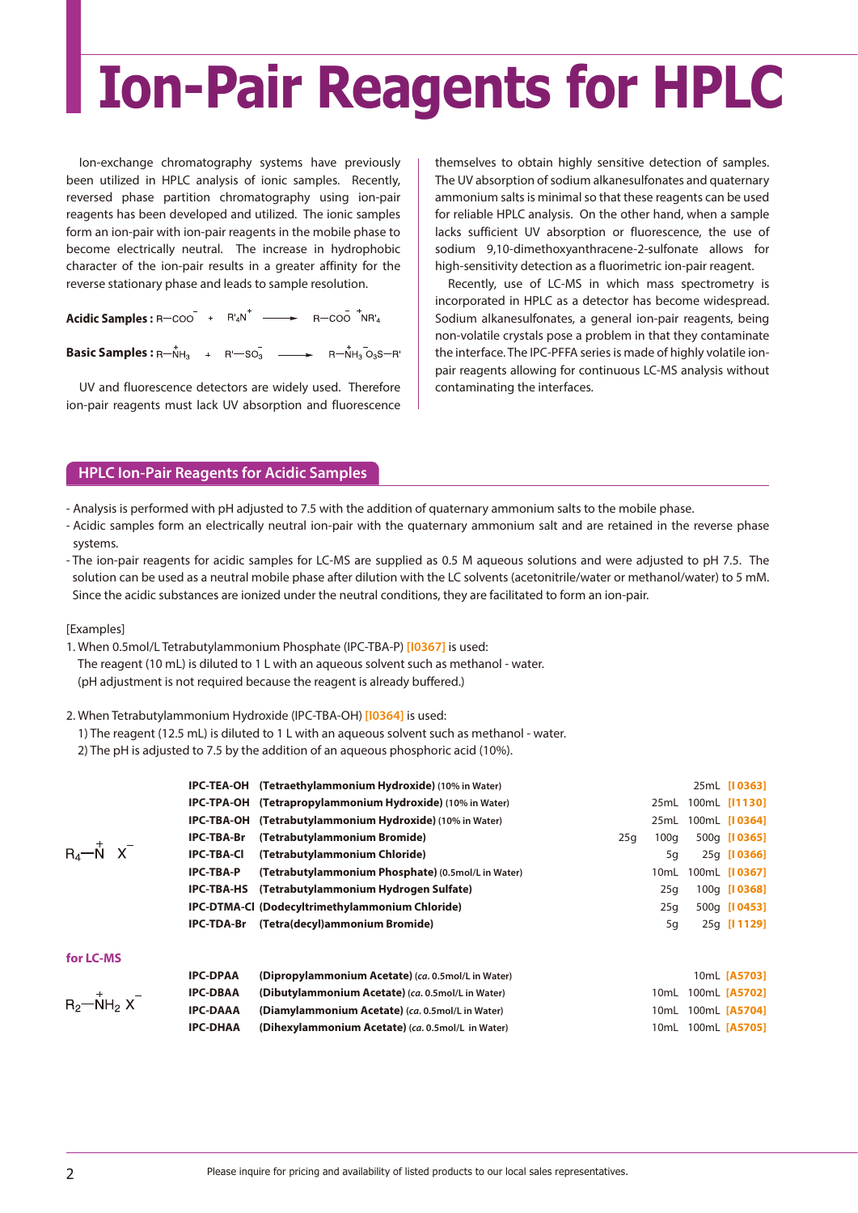# Ion-Pair Reagents for HPLC

Ion-exchange chromatography systems have previously been utilized in HPLC analysis of ionic samples. Recently, reversed phase partition chromatography using ion-pair reagents has been developed and utilized. The ionic samples form an ion-pair with ion-pair reagents in the mobile phase to become electrically neutral. The increase in hydrophobic character of the ion-pair results in a greater affinity for the reverse stationary phase and leads to sample resolution.

**Acidic Samples :** $R{-}COO^{-} + R'_4N^{+} \longrightarrow R{-}COO^{-}\ {}^{+}NR'_4$

**Basic Samples :** $R{-}\overset{+}{N}H_3 + R'{-}SO_3^{-} \longrightarrow R{-}\overset{+}{N}H_3\ {}^{-}O_3S{-}R'$

UV and fluorescence detectors are widely used. Therefore ion-pair reagents must lack UV absorption and fluorescence themselves to obtain highly sensitive detection of samples. The UV absorption of sodium alkanesulfonates and quaternary ammonium salts is minimal so that these reagents can be used for reliable HPLC analysis. On the other hand, when a sample lacks sufficient UV absorption or fluorescence, the use of sodium 9,10-dimethoxyanthracene-2-sulfonate allows for high-sensitivity detection as a fluorimetric ion-pair reagent.

Recently, use of LC-MS in which mass spectrometry is incorporated in HPLC as a detector has become widespread. Sodium alkanesulfonates, a general ion-pair reagents, being non-volatile crystals pose a problem in that they contaminate the interface. The IPC-PFFA series is made of highly volatile ion-pair reagents allowing for continuous LC-MS analysis without contaminating the interfaces.

## HPLC Ion-Pair Reagents for Acidic Samples

- Analysis is performed with pH adjusted to 7.5 with the addition of quaternary ammonium salts to the mobile phase.
- Acidic samples form an electrically neutral ion-pair with the quaternary ammonium salt and are retained in the reverse phase systems.
- The ion-pair reagents for acidic samples for LC-MS are supplied as 0.5 M aqueous solutions and were adjusted to pH 7.5. The solution can be used as a neutral mobile phase after dilution with the LC solvents (acetonitrile/water or methanol/water) to 5 mM. Since the acidic substances are ionized under the neutral conditions, they are facilitated to form an ion-pair.

[Examples]

1. When 0.5mol/L Tetrabutylammonium Phosphate (IPC-TBA-P) [I0367] is used:
   The reagent (10 mL) is diluted to 1 L with an aqueous solvent such as methanol - water.
   (pH adjustment is not required because the reagent is already buffered.)

2. When Tetrabutylammonium Hydroxide (IPC-TBA-OH) [I0364] is used:
   1) The reagent (12.5 mL) is diluted to 1 L with an aqueous solvent such as methanol - water.
   2) The pH is adjusted to 7.5 by the addition of an aqueous phosphoric acid (10%).

$R_4{-}\overset{+}{N}\ X^{-}$

| Code | Name | | | | Product No. |
|---|---|---|---|---|---|
| IPC-TEA-OH | **(Tetraethylammonium Hydroxide)** (10% in Water) | | | 25mL | [I0363] |
| IPC-TPA-OH | **(Tetrapropylammonium Hydroxide)** (10% in Water) | | 25mL | 100mL | [I1130] |
| IPC-TBA-OH | **(Tetrabutylammonium Hydroxide)** (10% in Water) | | 25mL | 100mL | [I0364] |
| IPC-TBA-Br | **(Tetrabutylammonium Bromide)** | 25g | 100g | 500g | [I0365] |
| IPC-TBA-Cl | **(Tetrabutylammonium Chloride)** | | 5g | 25g | [I0366] |
| IPC-TBA-P | **(Tetrabutylammonium Phosphate)** (0.5mol/L in Water) | | 10mL | 100mL | [I0367] |
| IPC-TBA-HS | **(Tetrabutylammonium Hydrogen Sulfate)** | | 25g | 100g | [I0368] |
| IPC-DTMA-Cl | **(Dodecyltrimethylammonium Chloride)** | | 25g | 500g | [I0453] |
| IPC-TDA-Br | **(Tetra(decyl)ammonium Bromide)** | | 5g | 25g | [I1129] |

**for LC-MS**

$R_2{-}\overset{+}{N}H_2\ X^{-}$

| Code | Name | | | Product No. |
|---|---|---|---|---|
| IPC-DPAA | **(Dipropylammonium Acetate)** (*ca.* 0.5mol/L in Water) | | 10mL | [A5703] |
| IPC-DBAA | **(Dibutylammonium Acetate)** (*ca.* 0.5mol/L in Water) | 10mL | 100mL | [A5702] |
| IPC-DAAA | **(Diamylammonium Acetate)** (*ca.* 0.5mol/L in Water) | 10mL | 100mL | [A5704] |
| IPC-DHAA | **(Dihexylammonium Acetate)** (*ca.* 0.5mol/L in Water) | 10mL | 100mL | [A5705] |

Please inquire for pricing and availability of listed products to our local sales representatives.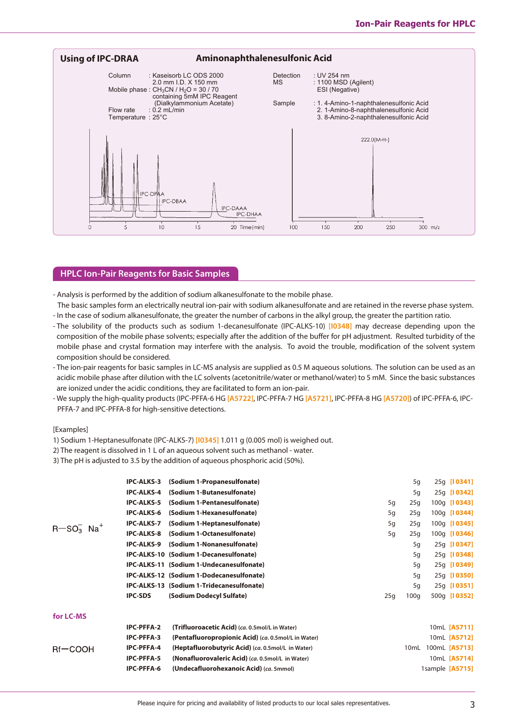## Using of IPC-DRAA — Aminonaphthalenesulfonic Acid

Column : Kaseisorb LC ODS 2000
2.0 mm I.D. X 150 mm
Mobile phase : $CH_3CN$ / $H_2O$ = 30 / 70
containing 5mM IPC Reagent
(Dialkylammonium Acetate)
Flow rate : 0.2 mL/min
Temperature : 25°C

Detection : UV 254 nm
MS : 1100 MSD (Agilent)
ESI (Negative)

Sample : 1. 4-Amino-1-naphthalenesulfonic Acid
2. 1-Amino-8-naphthalenesulfonic Acid
3. 8-Amino-2-naphthalenesulfonic Acid

IPC-DPAA, IPC-DBAA, IPC-DAAA, IPC-DHAA

0 5 10 15 20 Time(min)

222.0(M-H-)

100 150 200 250 300 m/z

## HPLC Ion-Pair Reagents for Basic Samples

- Analysis is performed by the addition of sodium alkanesulfonate to the mobile phase.
  The basic samples form an electrically neutral ion-pair with sodium alkanesulfonate and are retained in the reverse phase system.
- In the case of sodium alkanesulfonate, the greater the number of carbons in the alkyl group, the greater the partition ratio.
- The solubility of the products such as sodium 1-decanesulfonate (IPC-ALKS-10) [I0348] may decrease depending upon the composition of the mobile phase solvents; especially after the addition of the buffer for pH adjustment. Resulted turbidity of the mobile phase and crystal formation may interfere with the analysis. To avoid the trouble, modification of the solvent system composition should be considered.
- The ion-pair reagents for basic samples in LC-MS analysis are supplied as 0.5 M aqueous solutions. The solution can be used as an acidic mobile phase after dilution with the LC solvents (acetonitrile/water or methanol/water) to 5 mM. Since the basic substances are ionized under the acidic conditions, they are facilitated to form an ion-pair.
- We supply the high-quality products (IPC-PFFA-6 HG [A5722], IPC-PFFA-7 HG [A5721], IPC-PFFA-8 HG [A5720]) of IPC-PFFA-6, IPC-PFFA-7 and IPC-PFFA-8 for high-sensitive detections.

[Examples]

1) Sodium 1-Heptanesulfonate (IPC-ALKS-7) [I0345] 1.011 g (0.005 mol) is weighed out.
2) The reagent is dissolved in 1 L of an aqueous solvent such as methanol - water.
3) The pH is adjusted to 3.5 by the addition of aqueous phosphoric acid (50%).

$R-SO_3^-\ Na^+$

| Code | Name | | | | |
|---|---|---|---|---|---|
| **IPC-ALKS-3** | **(Sodium 1-Propanesulfonate)** | | 5g | 25g | [I0341] |
| **IPC-ALKS-4** | **(Sodium 1-Butanesulfonate)** | | 5g | 25g | [I0342] |
| **IPC-ALKS-5** | **(Sodium 1-Pentanesulfonate)** | 5g | 25g | 100g | [I0343] |
| **IPC-ALKS-6** | **(Sodium 1-Hexanesulfonate)** | 5g | 25g | 100g | [I0344] |
| **IPC-ALKS-7** | **(Sodium 1-Heptanesulfonate)** | 5g | 25g | 100g | [I0345] |
| **IPC-ALKS-8** | **(Sodium 1-Octanesulfonate)** | 5g | 25g | 100g | [I0346] |
| **IPC-ALKS-9** | **(Sodium 1-Nonanesulfonate)** | | 5g | 25g | [I0347] |
| **IPC-ALKS-10** | **(Sodium 1-Decanesulfonate)** | | 5g | 25g | [I0348] |
| **IPC-ALKS-11** | **(Sodium 1-Undecanesulfonate)** | | 5g | 25g | [I0349] |
| **IPC-ALKS-12** | **(Sodium 1-Dodecanesulfonate)** | | 5g | 25g | [I0350] |
| **IPC-ALKS-13** | **(Sodium 1-Tridecanesulfonate)** | | 5g | 25g | [I0351] |
| **IPC-SDS** | **(Sodium Dodecyl Sulfate)** | 25g | 100g | 500g | [I0352] |

### for LC-MS

Rf−COOH

| Code | Name | | | |
|---|---|---|---|---|
| **IPC-PFFA-2** | **(Trifluoroacetic Acid)** (*ca.* 0.5mol/L in Water) | | 10mL | [A5711] |
| **IPC-PFFA-3** | **(Pentafluoropropionic Acid)** (*ca.* 0.5mol/L in Water) | | 10mL | [A5712] |
| **IPC-PFFA-4** | **(Heptafluorobutyric Acid)** (*ca.* 0.5mol/L in Water) | 10mL | 100mL | [A5713] |
| **IPC-PFFA-5** | **(Nonafluorovaleric Acid)** (*ca.* 0.5mol/L in Water) | | 10mL | [A5714] |
| **IPC-PFFA-6** | **(Undecafluorohexanoic Acid)** (*ca.* 5mmol) | | 1sample | [A5715] |

Please inquire for pricing and availability of listed products to our local sales representatives.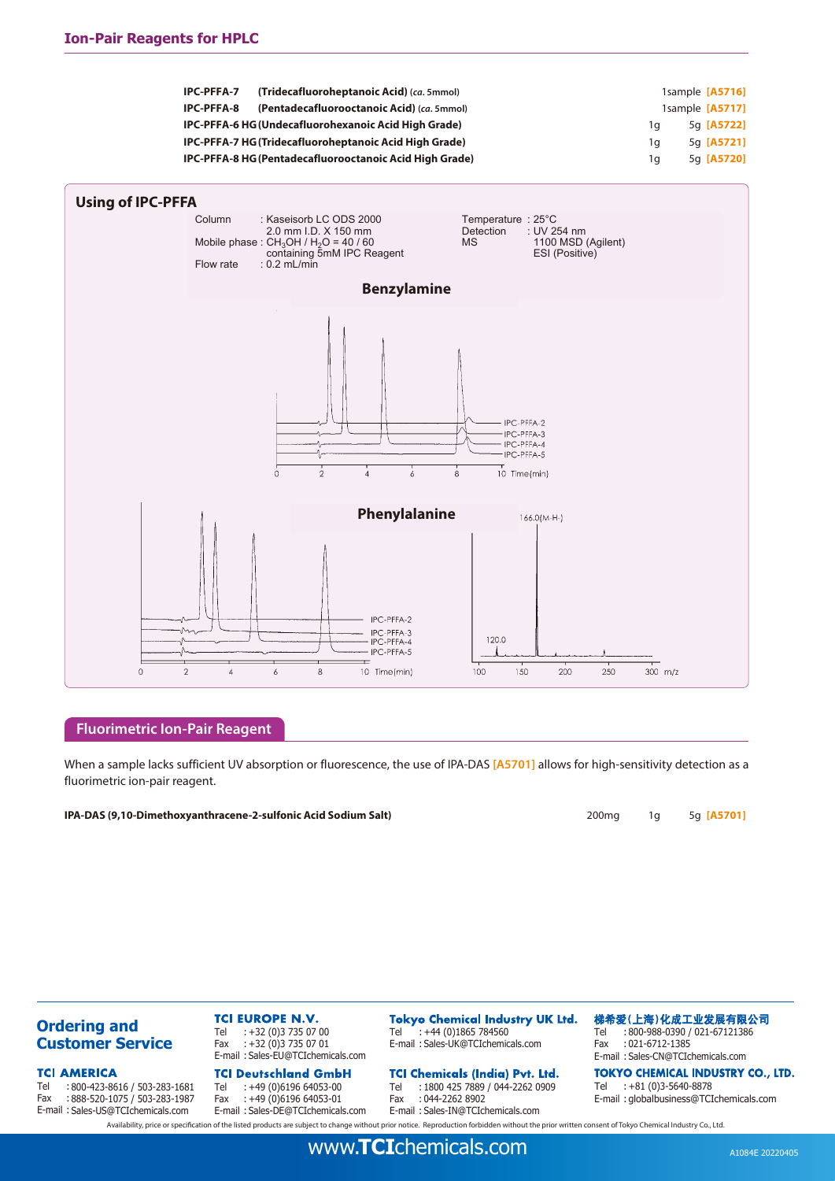## Ion-Pair Reagents for HPLC

| | | | |
|---|---|---|---|
| **IPC-PFFA-7 (Tridecafluoroheptanoic Acid)** (*ca.* 5mmol) | | 1sample | [A5716] |
| **IPC-PFFA-8 (Pentadecafluorooctanoic Acid)** (*ca.* 5mmol) | | 1sample | [A5717] |
| **IPC-PFFA-6 HG (Undecafluorohexanoic Acid High Grade)** | 1g | 5g | [A5722] |
| **IPC-PFFA-7 HG (Tridecafluoroheptanoic Acid High Grade)** | 1g | 5g | [A5721] |
| **IPC-PFFA-8 HG (Pentadecafluorooctanoic Acid High Grade)** | 1g | 5g | [A5720] |

### Using of IPC-PFFA

Column : Kaseisorb LC ODS 2000
2.0 mm I.D. X 150 mm
Mobile phase : $CH_3OH$ / $H_2O$ = 40 / 60
containing 5mM IPC Reagent
Flow rate : 0.2 mL/min
Temperature : 25°C
Detection : UV 254 nm
MS 1100 MSD (Agilent)
ESI (Positive)

**Benzylamine**

IPC-PFFA-2
IPC-PFFA-3
IPC-PFFA-4
IPC-PFFA-5
0 2 4 6 8 10 Time(min)

**Phenylalanine**

IPC-PFFA-2
IPC-PFFA-3
IPC-PFFA-4
IPC-PFFA-5
0 2 4 6 8 10 Time(min)

166.0(M-H-)
120.0
100 150 200 250 300 m/z

## Fluorimetric Ion-Pair Reagent

When a sample lacks sufficient UV absorption or fluorescence, the use of IPA-DAS [A5701] allows for high-sensitivity detection as a fluorimetric ion-pair reagent.

| | | | | |
|---|---|---|---|---|
| **IPA-DAS (9,10-Dimethoxyanthracene-2-sulfonic Acid Sodium Salt)** | 200mg | 1g | 5g | [A5701] |

## Ordering and Customer Service

**TCI AMERICA**
Tel : 800-423-8616 / 503-283-1681
Fax : 888-520-1075 / 503-283-1987
E-mail : Sales-US@TCIchemicals.com

**TCI EUROPE N.V.**
Tel : +32 (0)3 735 07 00
Fax : +32 (0)3 735 07 01
E-mail : Sales-EU@TCIchemicals.com

**TCI Deutschland GmbH**
Tel : +49 (0)6196 64053-00
Fax : +49 (0)6196 64053-01
E-mail : Sales-DE@TCIchemicals.com

**Tokyo Chemical Industry UK Ltd.**
Tel : +44 (0)1865 784560
E-mail : Sales-UK@TCIchemicals.com

**TCI Chemicals (India) Pvt. Ltd.**
Tel : 1800 425 7889 / 044-2262 0909
Fax : 044-2262 8902
E-mail : Sales-IN@TCIchemicals.com

**梯希爱(上海)化成工业发展有限公司**
Tel : 800-988-0390 / 021-67121386
Fax : 021-6712-1385
E-mail : Sales-CN@TCIchemicals.com

**TOKYO CHEMICAL INDUSTRY CO., LTD.**
Tel : +81 (0)3-5640-8878
E-mail : globalbusiness@TCIchemicals.com

Availability, price or specification of the listed products are subject to change without prior notice. Reproduction forbidden without the prior written consent of Tokyo Chemical Industry Co., Ltd.

www.TCIchemicals.com

A1084E 20220405